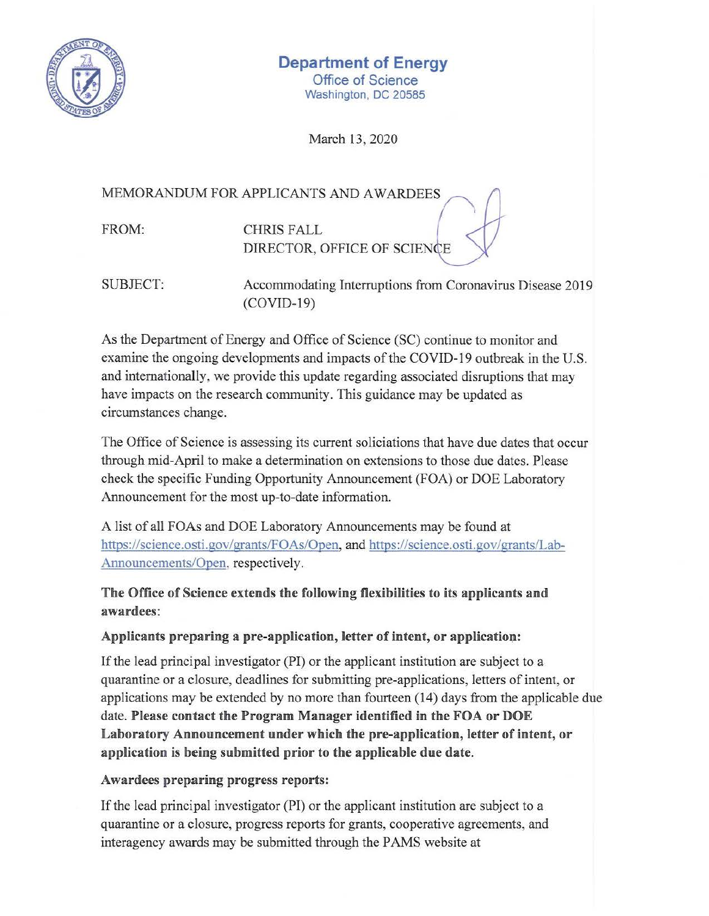**Department of Energy**
Office of Science
Washington, DC 20585

March 13, 2020

MEMORANDUM FOR APPLICANTS AND AWARDEES

FROM: CHRIS FALL
DIRECTOR, OFFICE OF SCIENCE

SUBJECT: Accommodating Interruptions from Coronavirus Disease 2019 (COVID-19)

As the Department of Energy and Office of Science (SC) continue to monitor and examine the ongoing developments and impacts of the COVID-19 outbreak in the U.S. and internationally, we provide this update regarding associated disruptions that may have impacts on the research community. This guidance may be updated as circumstances change.

The Office of Science is assessing its current solicitations that have due dates that occur through mid-April to make a determination on extensions to those due dates. Please check the specific Funding Opportunity Announcement (FOA) or DOE Laboratory Announcement for the most up-to-date information.

A list of all FOAs and DOE Laboratory Announcements may be found at https://science.osti.gov/grants/FOAs/Open, and https://science.osti.gov/grants/Lab-Announcements/Open, respectively.

**The Office of Science extends the following flexibilities to its applicants and awardees:**

**Applicants preparing a pre-application, letter of intent, or application:**

If the lead principal investigator (PI) or the applicant institution are subject to a quarantine or a closure, deadlines for submitting pre-applications, letters of intent, or applications may be extended by no more than fourteen (14) days from the applicable due date. **Please contact the Program Manager identified in the FOA or DOE Laboratory Announcement under which the pre-application, letter of intent, or application is being submitted prior to the applicable due date.**

**Awardees preparing progress reports:**

If the lead principal investigator (PI) or the applicant institution are subject to a quarantine or a closure, progress reports for grants, cooperative agreements, and interagency awards may be submitted through the PAMS website at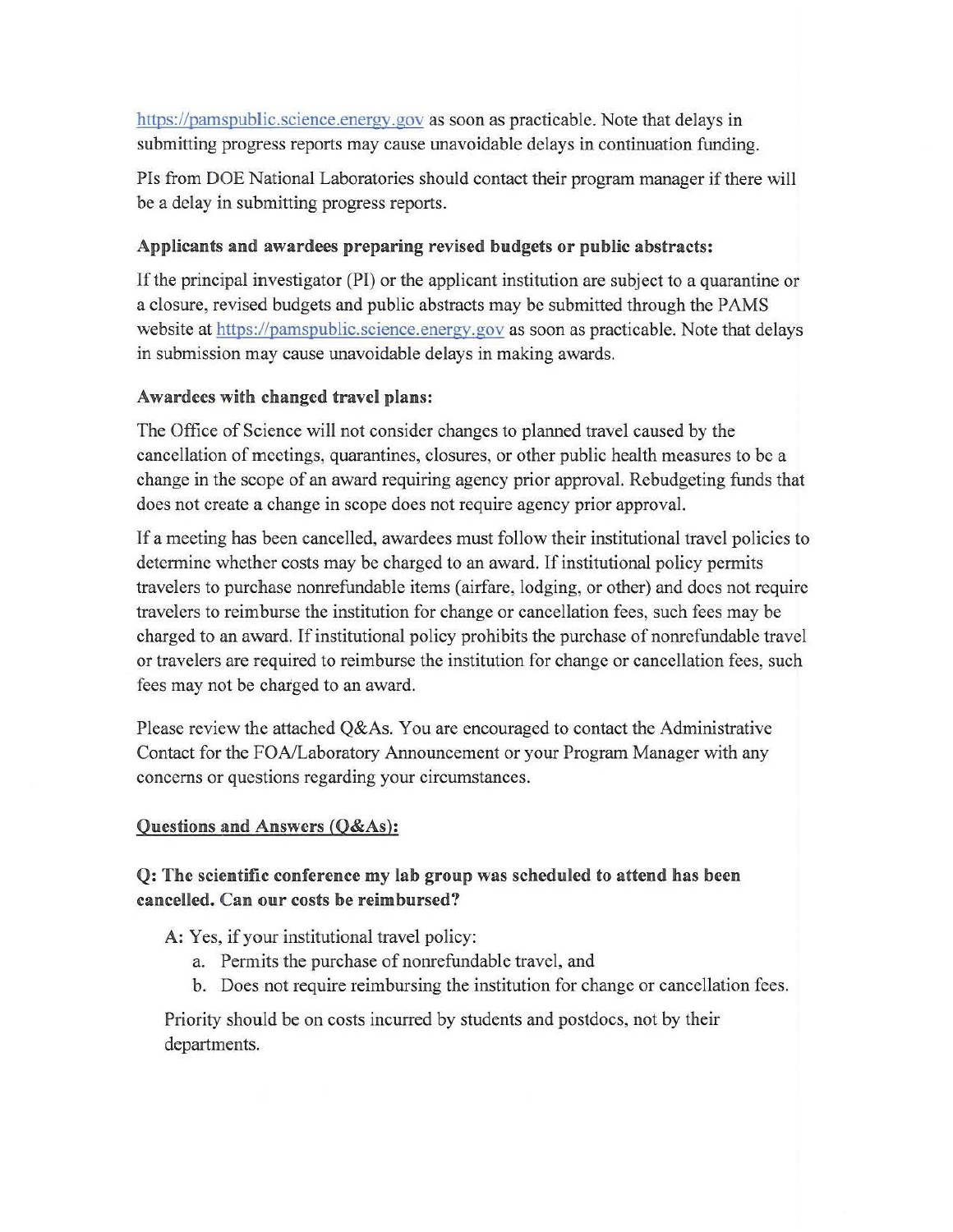https://pamspublic.science.energy.gov as soon as practicable. Note that delays in submitting progress reports may cause unavoidable delays in continuation funding.

PIs from DOE National Laboratories should contact their program manager if there will be a delay in submitting progress reports.

**Applicants and awardees preparing revised budgets or public abstracts:**

If the principal investigator (PI) or the applicant institution are subject to a quarantine or a closure, revised budgets and public abstracts may be submitted through the PAMS website at https://pamspublic.science.energy.gov as soon as practicable. Note that delays in submission may cause unavoidable delays in making awards.

**Awardees with changed travel plans:**

The Office of Science will not consider changes to planned travel caused by the cancellation of meetings, quarantines, closures, or other public health measures to be a change in the scope of an award requiring agency prior approval. Rebudgeting funds that does not create a change in scope does not require agency prior approval.

If a meeting has been cancelled, awardees must follow their institutional travel policies to determine whether costs may be charged to an award. If institutional policy permits travelers to purchase nonrefundable items (airfare, lodging, or other) and does not require travelers to reimburse the institution for change or cancellation fees, such fees may be charged to an award. If institutional policy prohibits the purchase of nonrefundable travel or travelers are required to reimburse the institution for change or cancellation fees, such fees may not be charged to an award.

Please review the attached Q&As. You are encouraged to contact the Administrative Contact for the FOA/Laboratory Announcement or your Program Manager with any concerns or questions regarding your circumstances.

**Questions and Answers (Q&As):**

**Q: The scientific conference my lab group was scheduled to attend has been cancelled. Can our costs be reimbursed?**

A: Yes, if your institutional travel policy:

a. Permits the purchase of nonrefundable travel, and
b. Does not require reimbursing the institution for change or cancellation fees.

Priority should be on costs incurred by students and postdocs, not by their departments.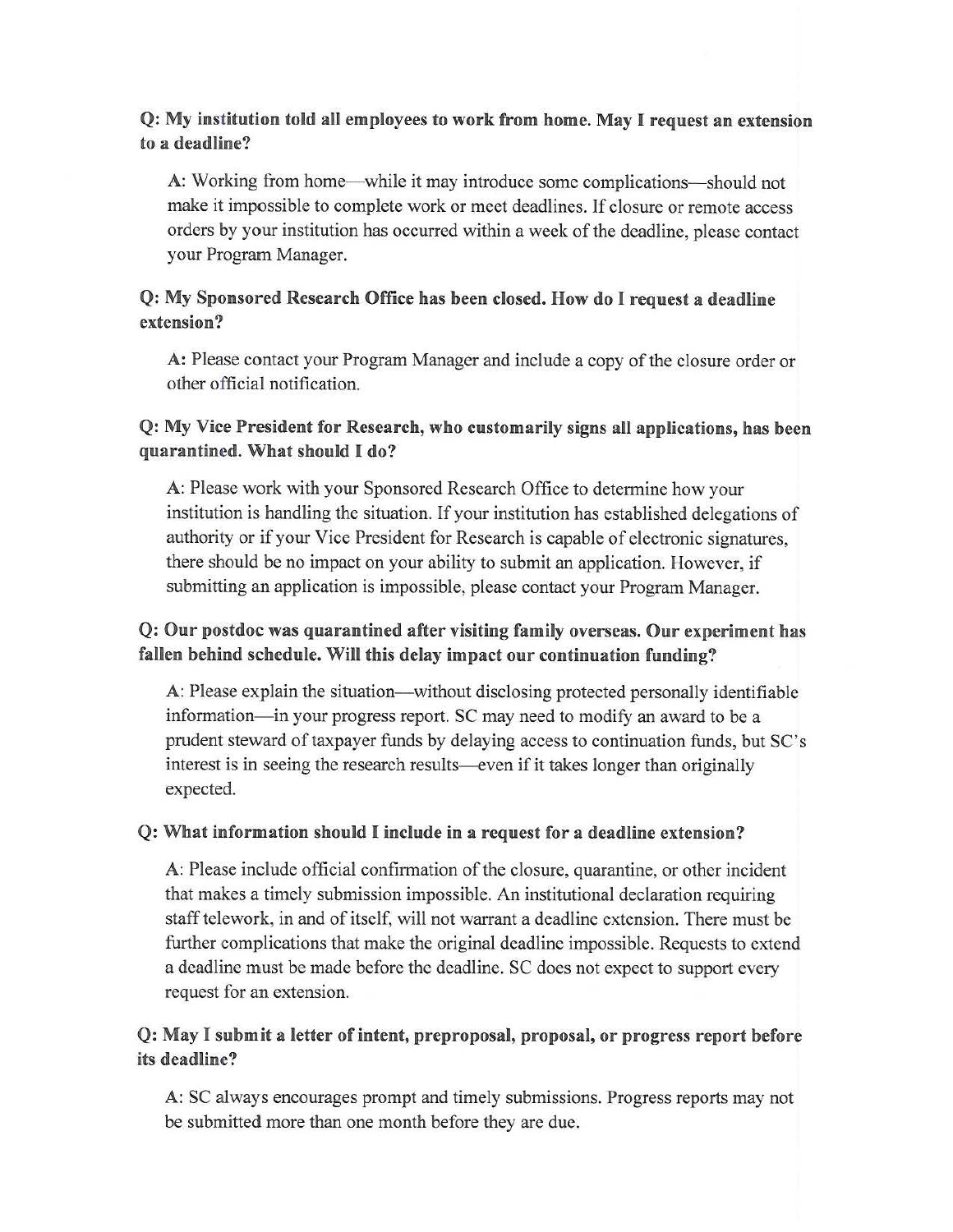**Q: My institution told all employees to work from home. May I request an extension to a deadline?**

A: Working from home—while it may introduce some complications—should not make it impossible to complete work or meet deadlines. If closure or remote access orders by your institution has occurred within a week of the deadline, please contact your Program Manager.

**Q: My Sponsored Research Office has been closed. How do I request a deadline extension?**

**A:** Please contact your Program Manager and include a copy of the closure order or other official notification.

**Q: My Vice President for Research, who customarily signs all applications, has been quarantined. What should I do?**

A: Please work with your Sponsored Research Office to determine how your institution is handling the situation. If your institution has established delegations of authority or if your Vice President for Research is capable of electronic signatures, there should be no impact on your ability to submit an application. However, if submitting an application is impossible, please contact your Program Manager.

**Q: Our postdoc was quarantined after visiting family overseas. Our experiment has fallen behind schedule. Will this delay impact our continuation funding?**

A: Please explain the situation—without disclosing protected personally identifiable information—in your progress report. SC may need to modify an award to be a prudent steward of taxpayer funds by delaying access to continuation funds, but SC's interest is in seeing the research results—even if it takes longer than originally expected.

**Q: What information should I include in a request for a deadline extension?**

A: Please include official confirmation of the closure, quarantine, or other incident that makes a timely submission impossible. An institutional declaration requiring staff telework, in and of itself, will not warrant a deadline extension. There must be further complications that make the original deadline impossible. Requests to extend a deadline must be made before the deadline. SC does not expect to support every request for an extension.

**Q: May I submit a letter of intent, preproposal, proposal, or progress report before its deadline?**

A: SC always encourages prompt and timely submissions. Progress reports may not be submitted more than one month before they are due.